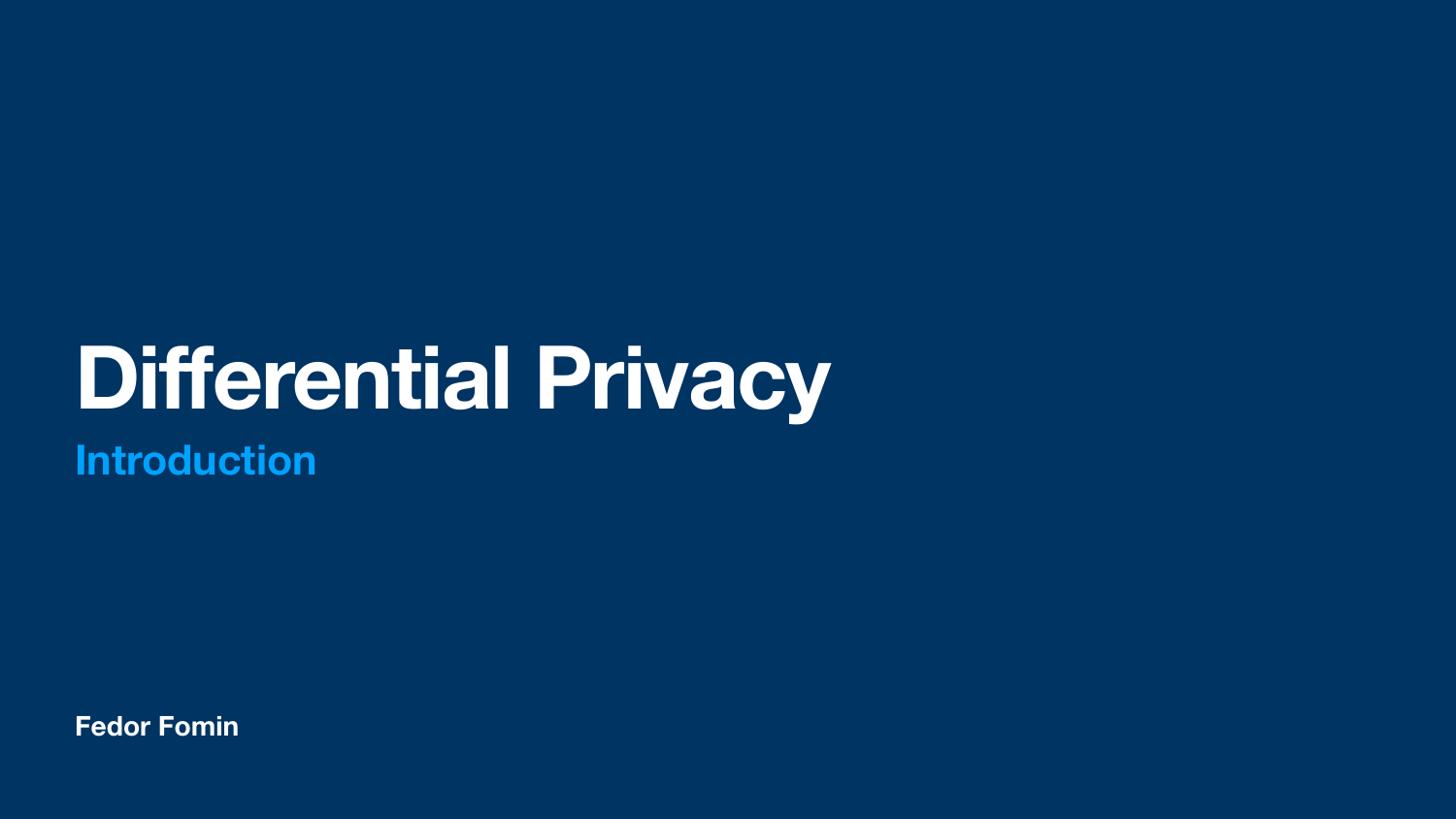# Differential Privacy

## Introduction

**Fedor Fomin**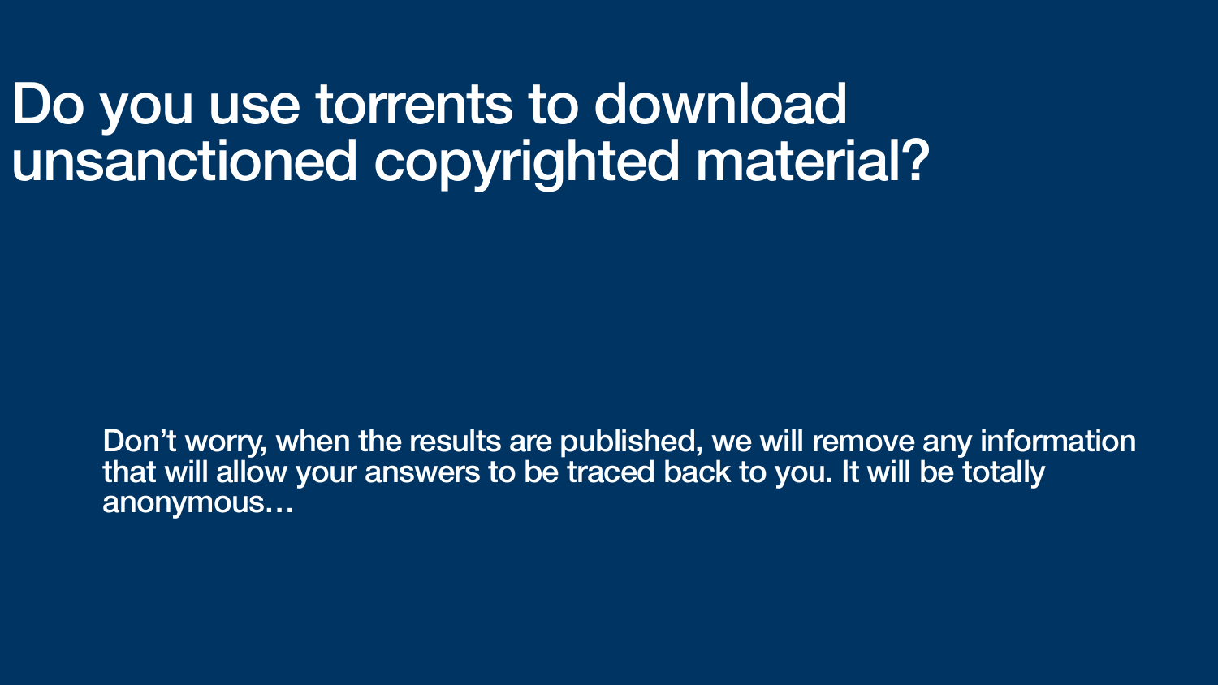# Do you use torrents to download unsanctioned copyrighted material?

Don't worry, when the results are published, we will remove any information that will allow your answers to be traced back to you. It will be totally anonymous…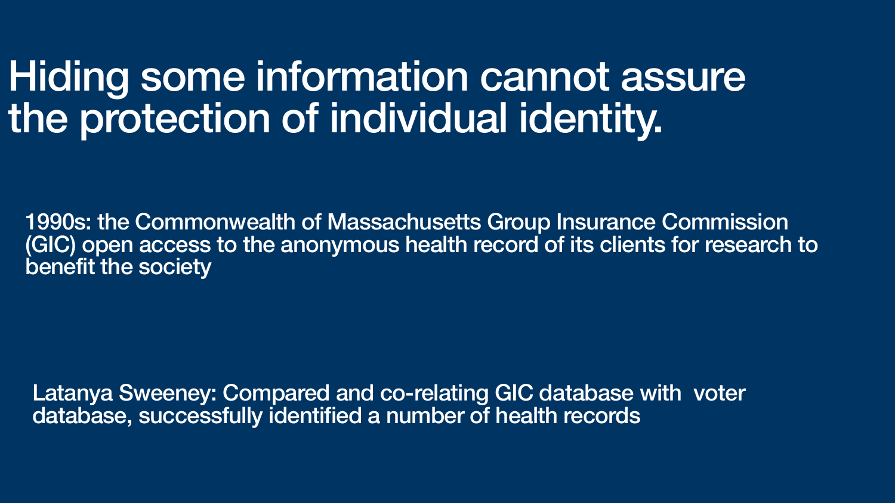# Hiding some information cannot assure the protection of individual identity.

1990s: the Commonwealth of Massachusetts Group Insurance Commission (GIC) open access to the anonymous health record of its clients for research to benefit the society

Latanya Sweeney: Compared and co-relating GIC database with voter database, successfully identified a number of health records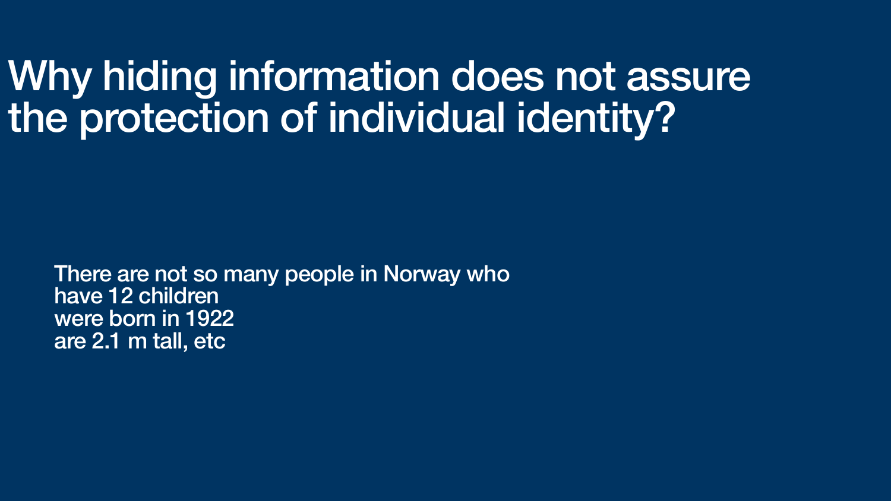# Why hiding information does not assure the protection of individual identity?

There are not so many people in Norway who
have 12 children
were born in 1922
are 2.1 m tall, etc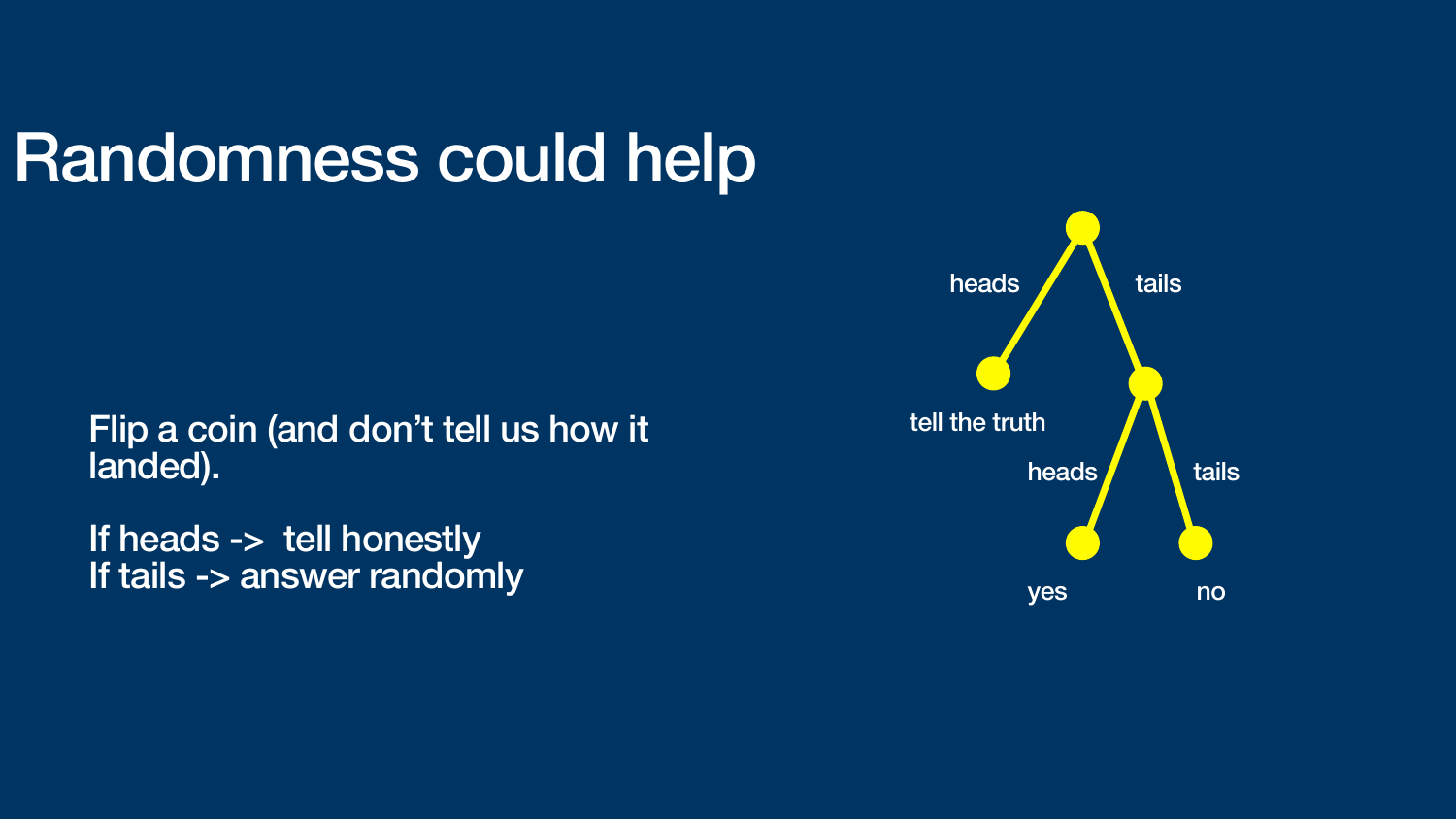# Randomness could help

Flip a coin (and don't tell us how it landed).

If heads -> tell honestly
If tails -> answer randomly

- heads → tell the truth
- tails →
  - heads → yes
  - tails → no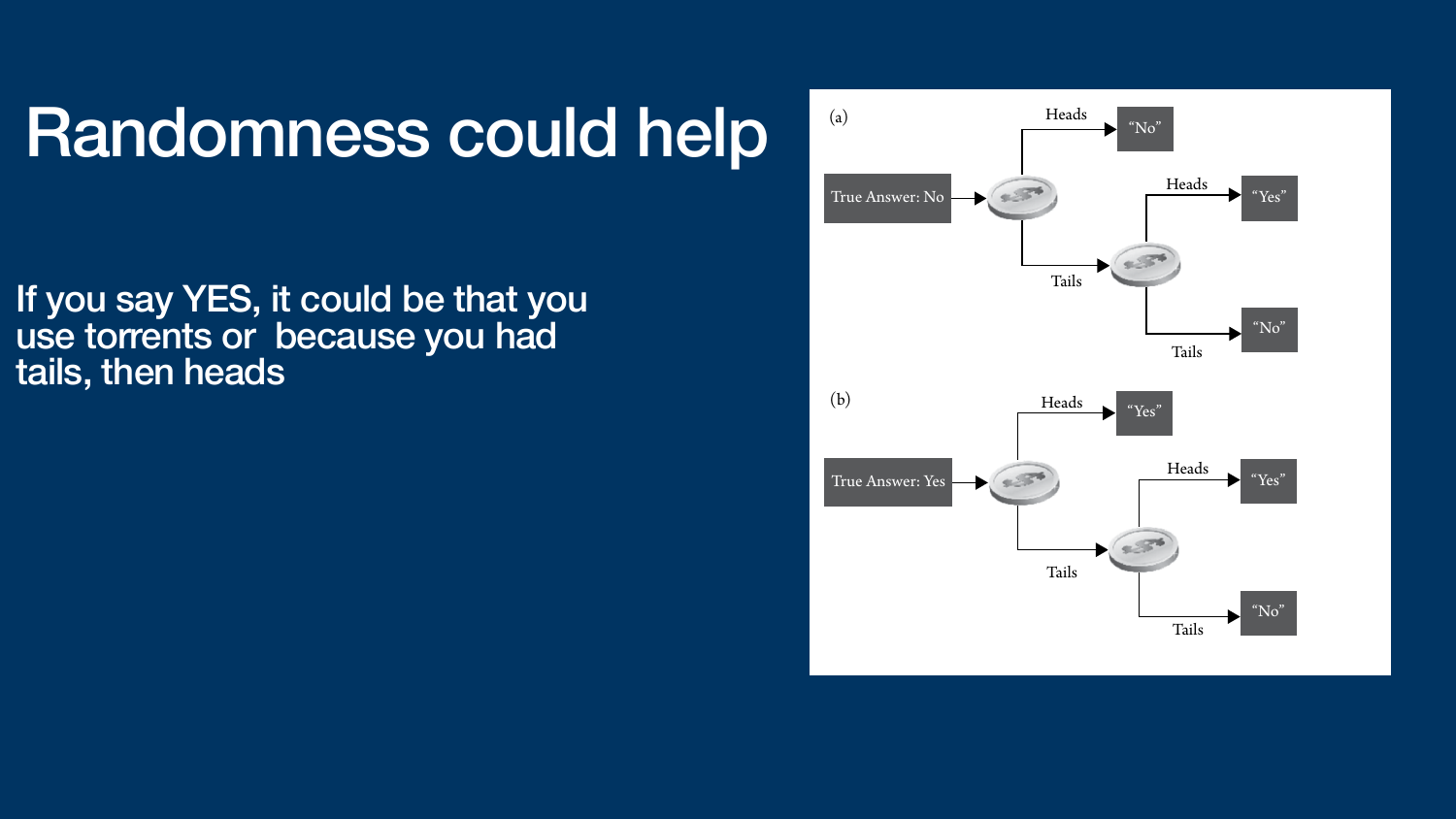# Randomness could help

If you say YES, it could be that you use torrents or because you had tails, then heads

(a)

True Answer: No → Heads → "No"; Tails → Heads → "Yes"; Tails → Tails → "No"

(b)

True Answer: Yes → Heads → "Yes"; Tails → Heads → "Yes"; Tails → Tails → "No"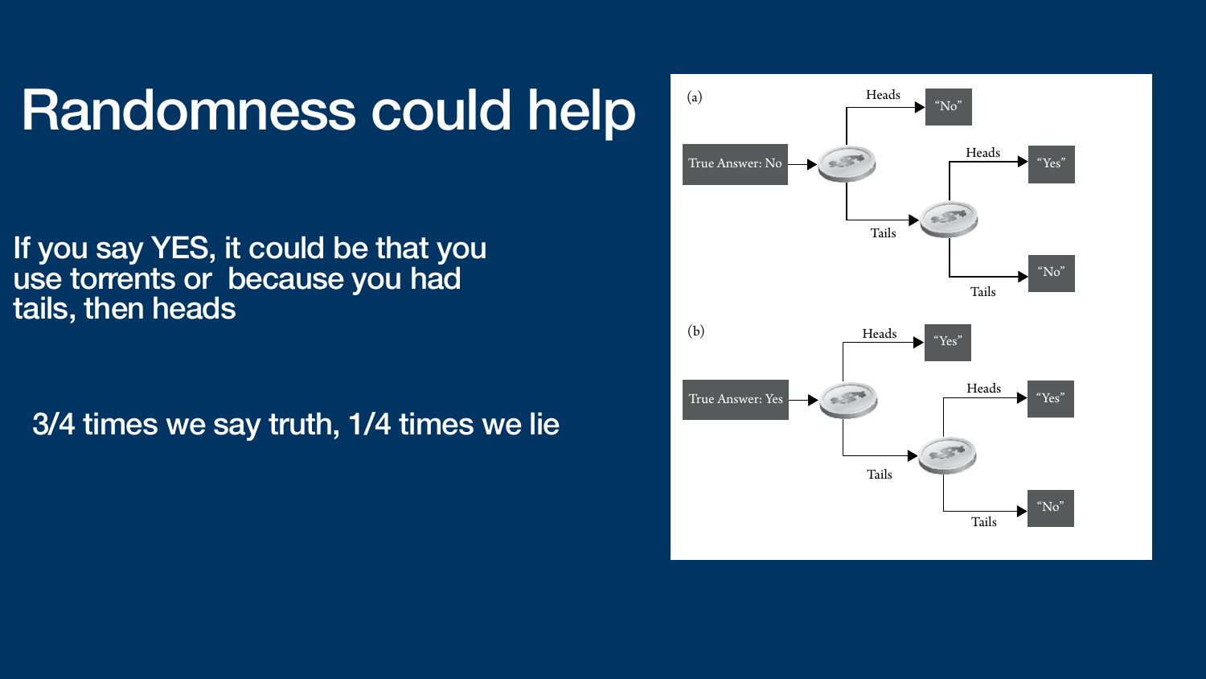# Randomness could help

If you say YES, it could be that you use torrents or because you had tails, then heads

3/4 times we say truth, 1/4 times we lie

(a)

True Answer: No → Heads → "No"; Tails → Heads → "Yes"; Tails → Tails → "No"

(b)

True Answer: Yes → Heads → "Yes"; Tails → Heads → "Yes"; Tails → Tails → "No"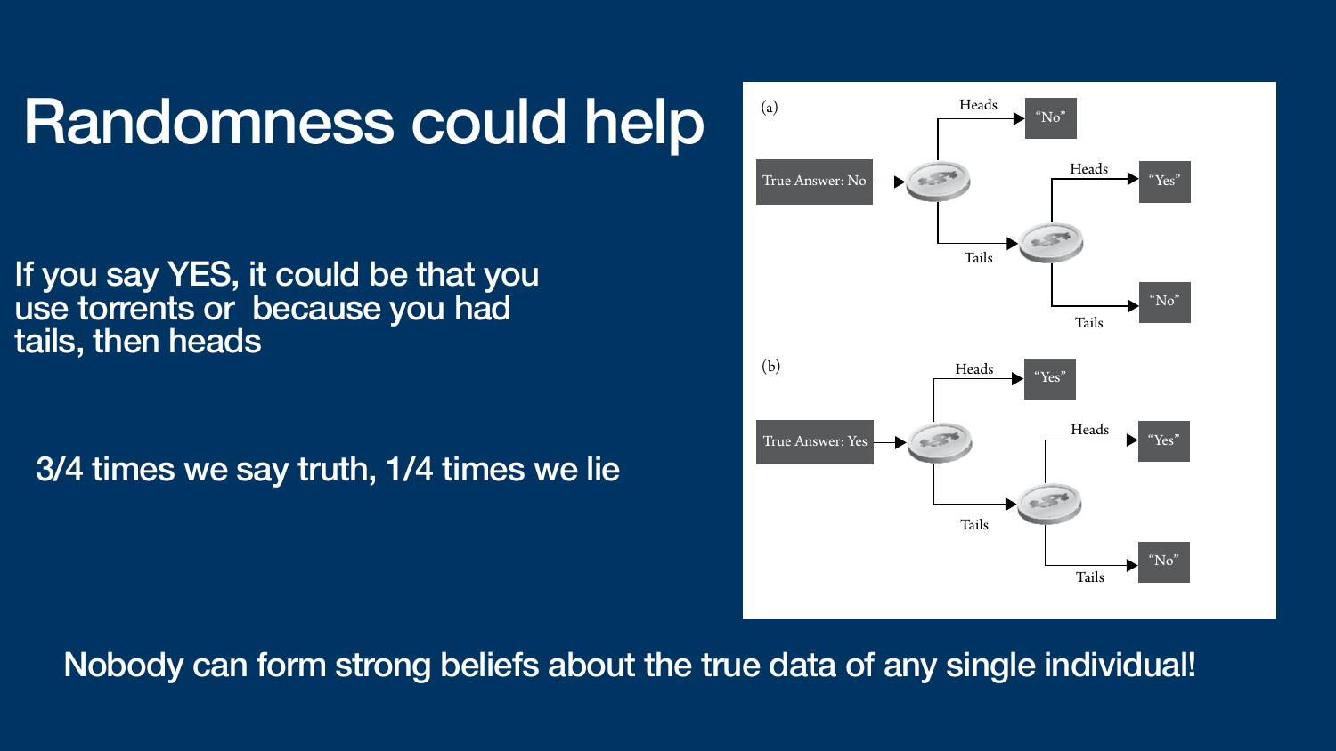# Randomness could help

If you say YES, it could be that you use torrents or because you had tails, then heads

3/4 times we say truth, 1/4 times we lie

(a)

True Answer: No → Heads → "No"; Tails → Heads → "Yes"; Tails → Tails → "No"

(b)

True Answer: Yes → Heads → "Yes"; Tails → Heads → "Yes"; Tails → Tails → "No"

Nobody can form strong beliefs about the true data of any single individual!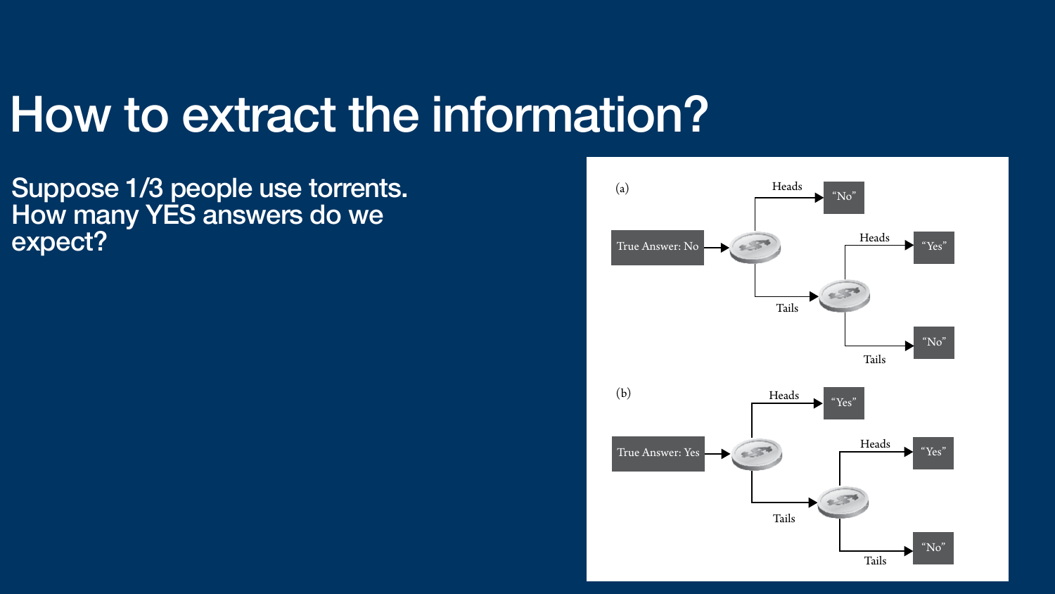# How to extract the information?

Suppose 1/3 people use torrents.
How many YES answers do we expect?

(a)

True Answer: No → Heads → "No"
True Answer: No → Tails → Heads → "Yes"
True Answer: No → Tails → Tails → "No"

(b)

True Answer: Yes → Heads → "Yes"
True Answer: Yes → Tails → Heads → "Yes"
True Answer: Yes → Tails → Tails → "No"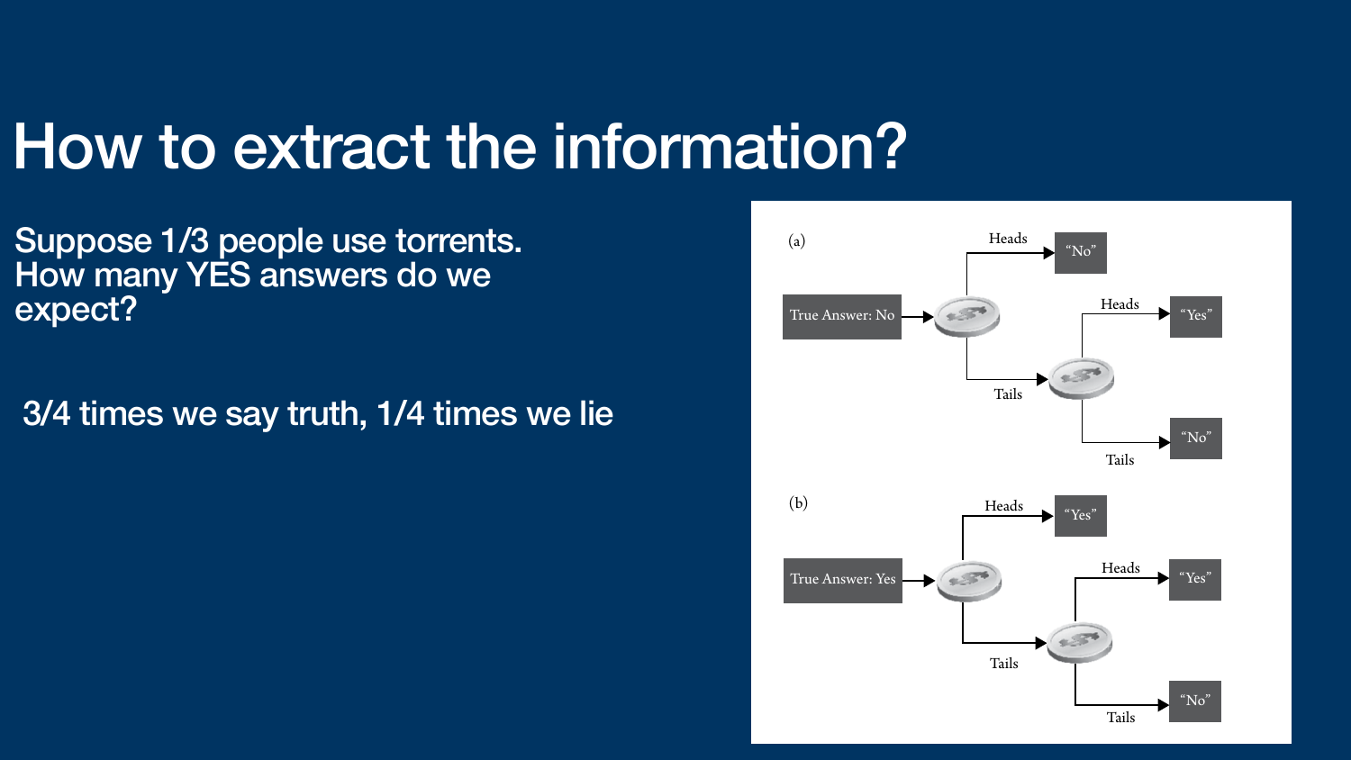# How to extract the information?

Suppose 1/3 people use torrents.
How many YES answers do we expect?

3/4 times we say truth, 1/4 times we lie

(a)

True Answer: No → Heads → "No"; Tails → Heads → "Yes"; Tails → Tails → "No"

(b)

True Answer: Yes → Heads → "Yes"; Tails → Heads → "Yes"; Tails → Tails → "No"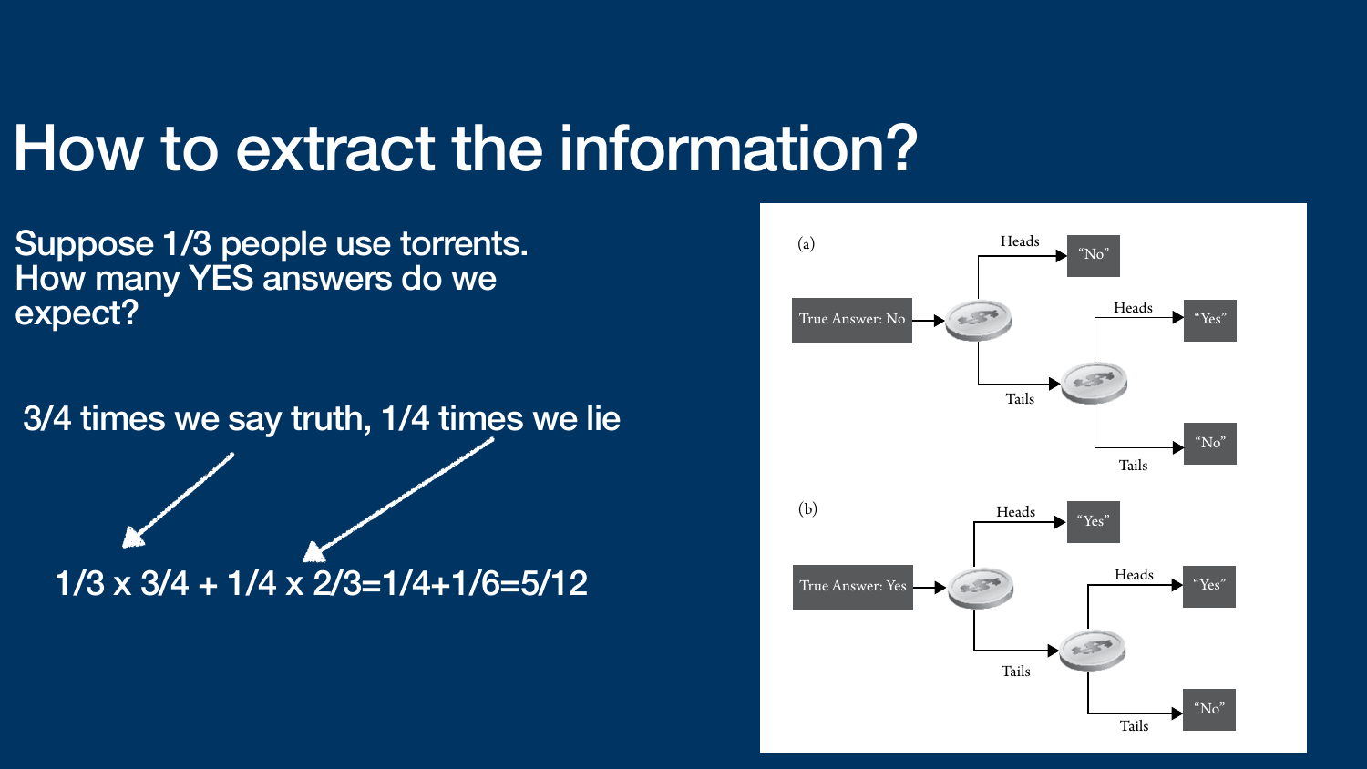# How to extract the information?

Suppose 1/3 people use torrents. How many YES answers do we expect?

3/4 times we say truth, 1/4 times we lie

$1/3 \times 3/4 + 1/4 \times 2/3 = 1/4 + 1/6 = 5/12$

(a)

True Answer: No → Heads → "No"; Tails → Heads → "Yes"; Tails → Tails → "No"

(b)

True Answer: Yes → Heads → "Yes"; Tails → Heads → "Yes"; Tails → Tails → "No"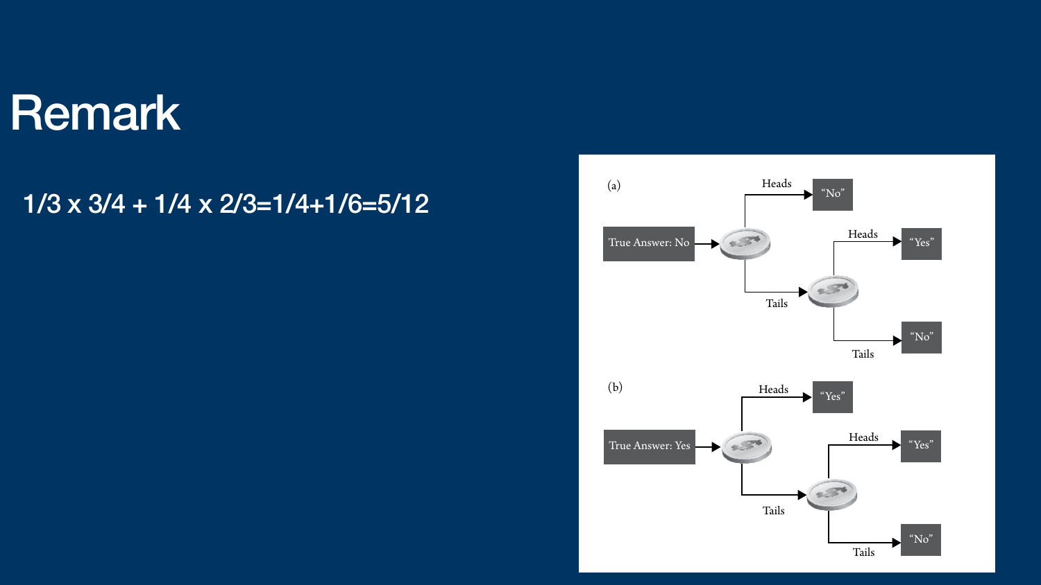# Remark

$1/3 \times 3/4 + 1/4 \times 2/3 = 1/4 + 1/6 = 5/12$

(a)

True Answer: No → Heads → "No"; Tails → Heads → "Yes"; Tails → Tails → "No"

(b)

True Answer: Yes → Heads → "Yes"; Tails → Heads → "Yes"; Tails → Tails → "No"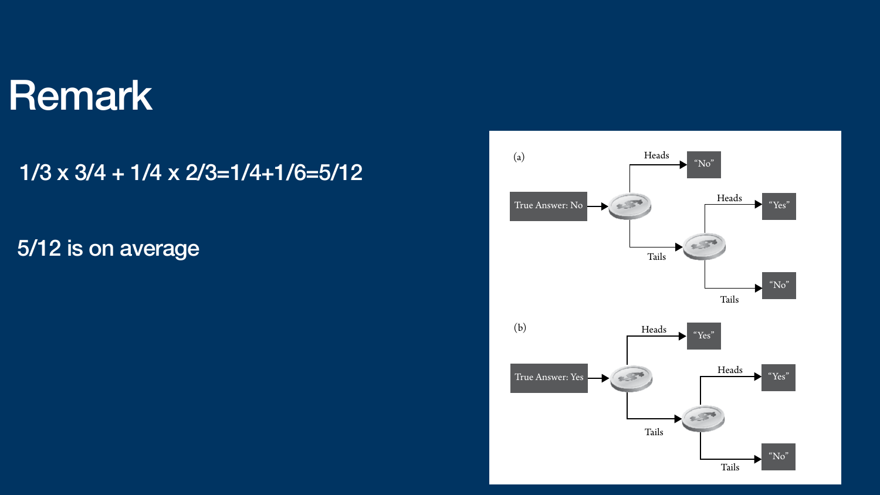# Remark

$1/3 \times 3/4 + 1/4 \times 2/3 = 1/4 + 1/6 = 5/12$

5/12 is on average

(a)

True Answer: No → Heads → "No"; Tails → Heads → "Yes"; Tails → "No"

(b)

True Answer: Yes → Heads → "Yes"; Tails → Heads → "Yes"; Tails → "No"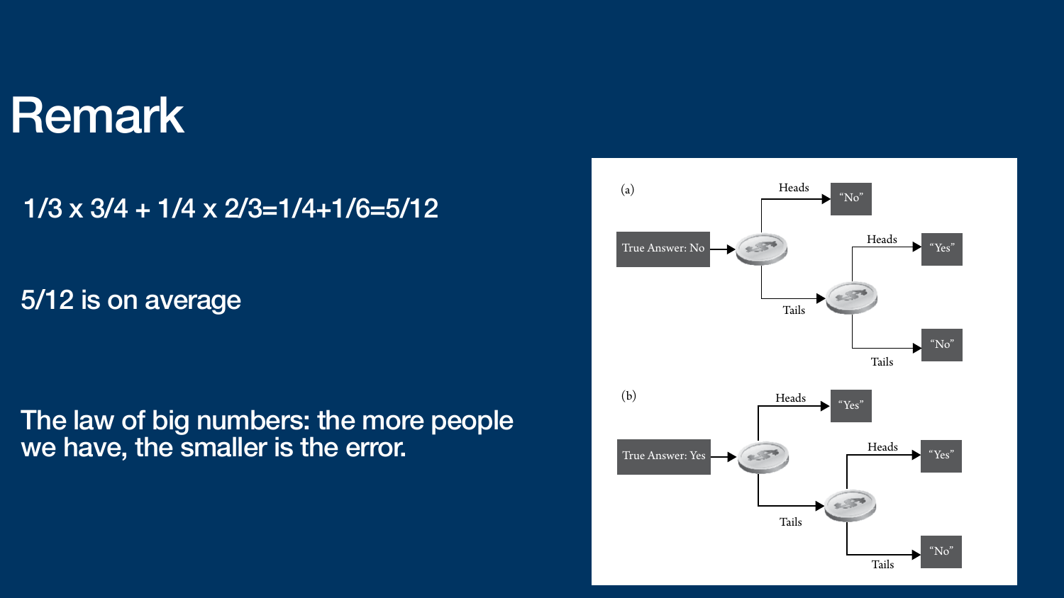# Remark

$1/3 \times 3/4 + 1/4 \times 2/3 = 1/4 + 1/6 = 5/12$

5/12 is on average

The law of big numbers: the more people we have, the smaller is the error.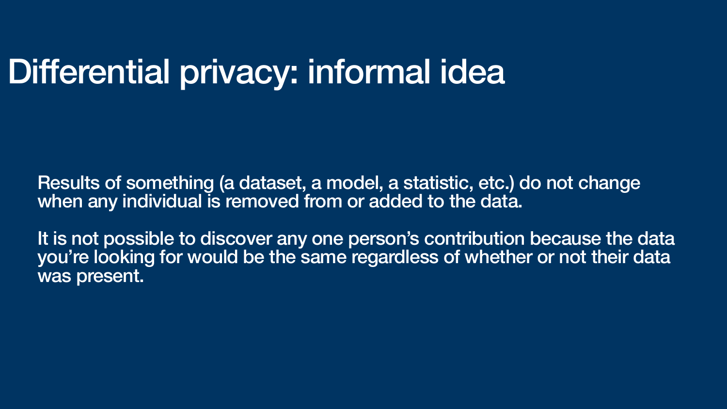# Differential privacy: informal idea

Results of something (a dataset, a model, a statistic, etc.) do not change when any individual is removed from or added to the data.

It is not possible to discover any one person's contribution because the data you're looking for would be the same regardless of whether or not their data was present.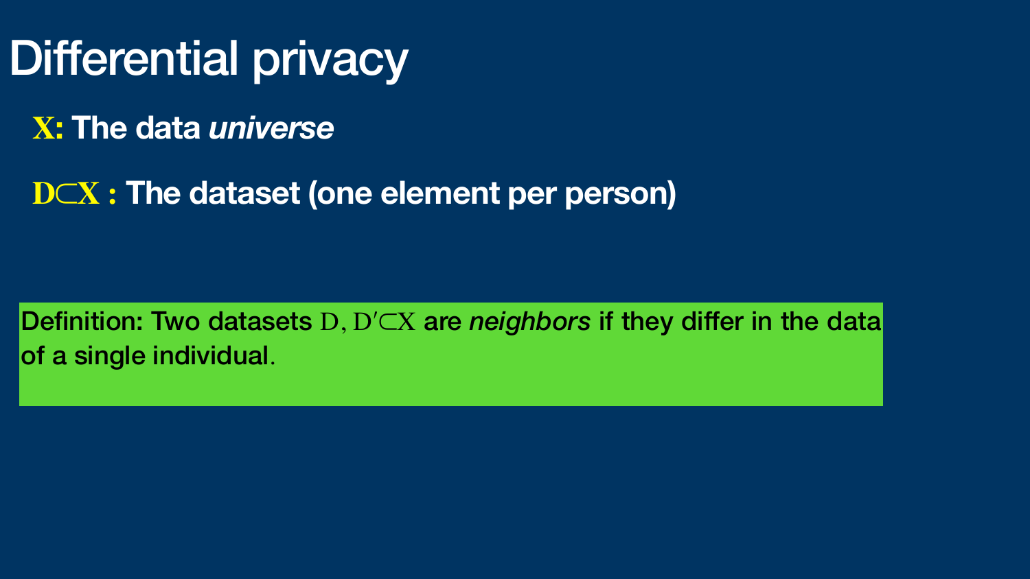# Differential privacy

**$X$: The data *universe***

**$D \subset X$ : The dataset (one element per person)**

Definition: Two datasets $D, D' \subset X$ are *neighbors* if they differ in the data of a single individual.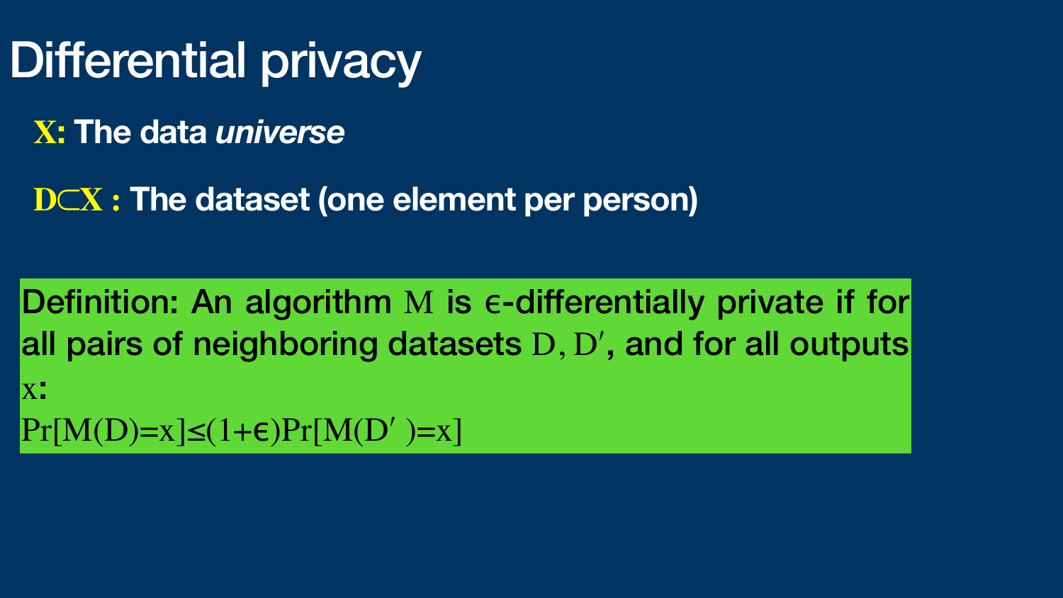# Differential privacy

**$X$: The data *universe***

**$D \subset X$ : The dataset (one element per person)**

**Definition: An algorithm $M$ is $\epsilon$-differentially private if for all pairs of neighboring datasets $D, D'$, and for all outputs $x$:**

$$\Pr[M(D)=x] \leq (1+\epsilon)\Pr[M(D')=x]$$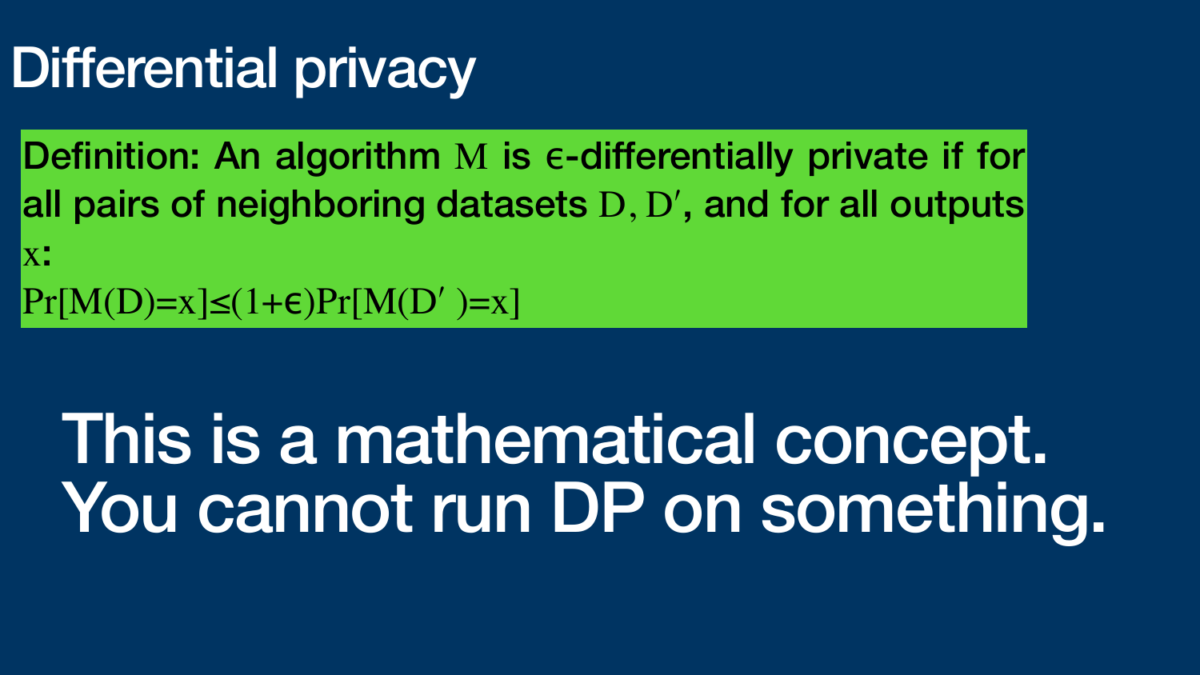# Differential privacy

Definition: An algorithm $M$ is $\epsilon$-differentially private if for all pairs of neighboring datasets $D, D'$, and for all outputs $x$:

$$\Pr[M(D)=x] \leq (1+\epsilon)\Pr[M(D')=x]$$

This is a mathematical concept. You cannot run DP on something.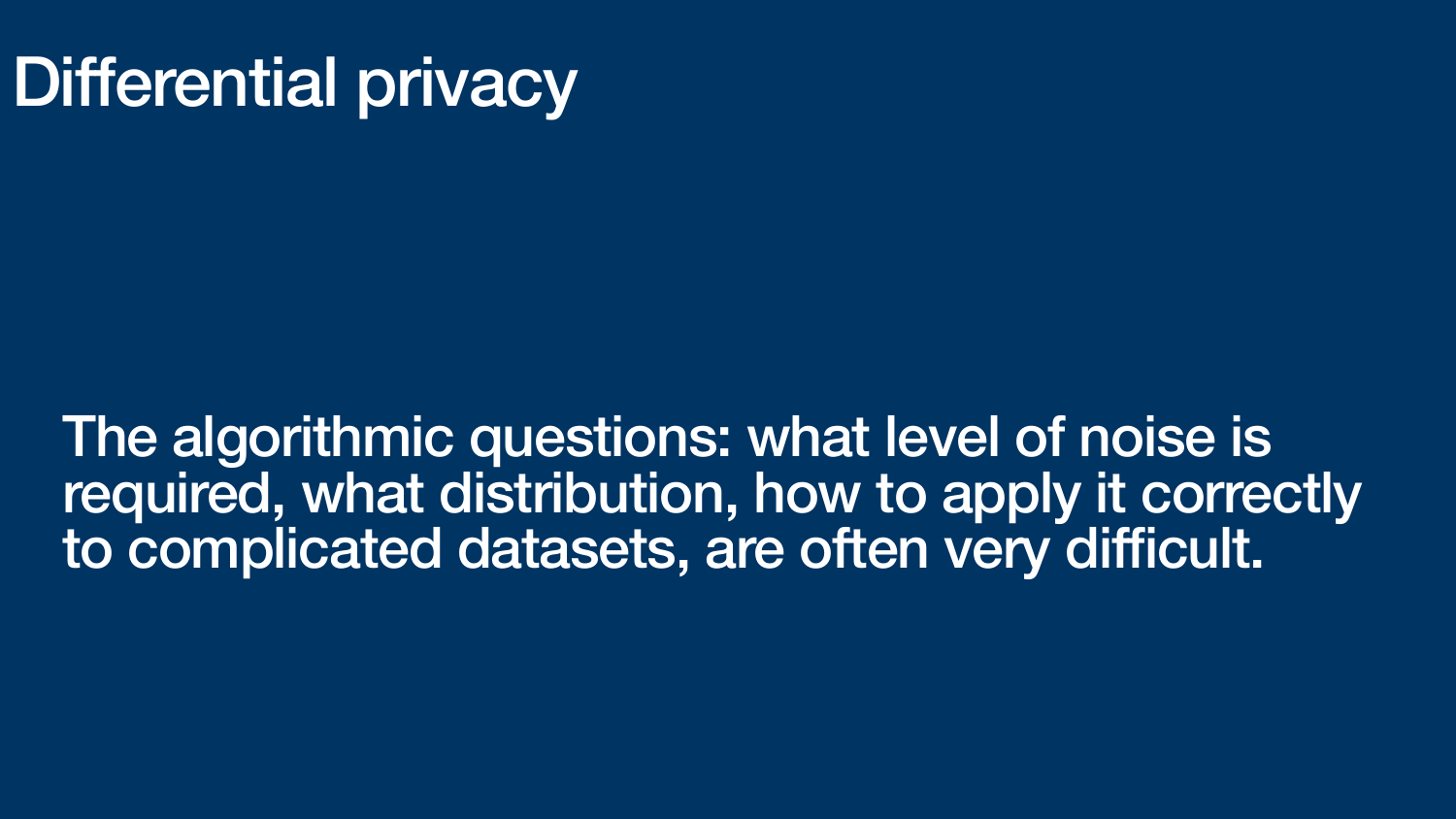# Differential privacy

The algorithmic questions: what level of noise is required, what distribution, how to apply it correctly to complicated datasets, are often very difficult.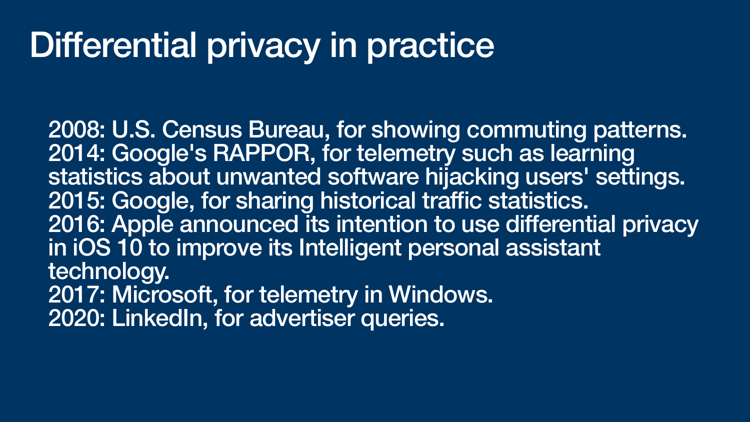# Differential privacy in practice

2008: U.S. Census Bureau, for showing commuting patterns.
2014: Google's RAPPOR, for telemetry such as learning statistics about unwanted software hijacking users' settings.
2015: Google, for sharing historical traffic statistics.
2016: Apple announced its intention to use differential privacy in iOS 10 to improve its Intelligent personal assistant technology.
2017: Microsoft, for telemetry in Windows.
2020: LinkedIn, for advertiser queries.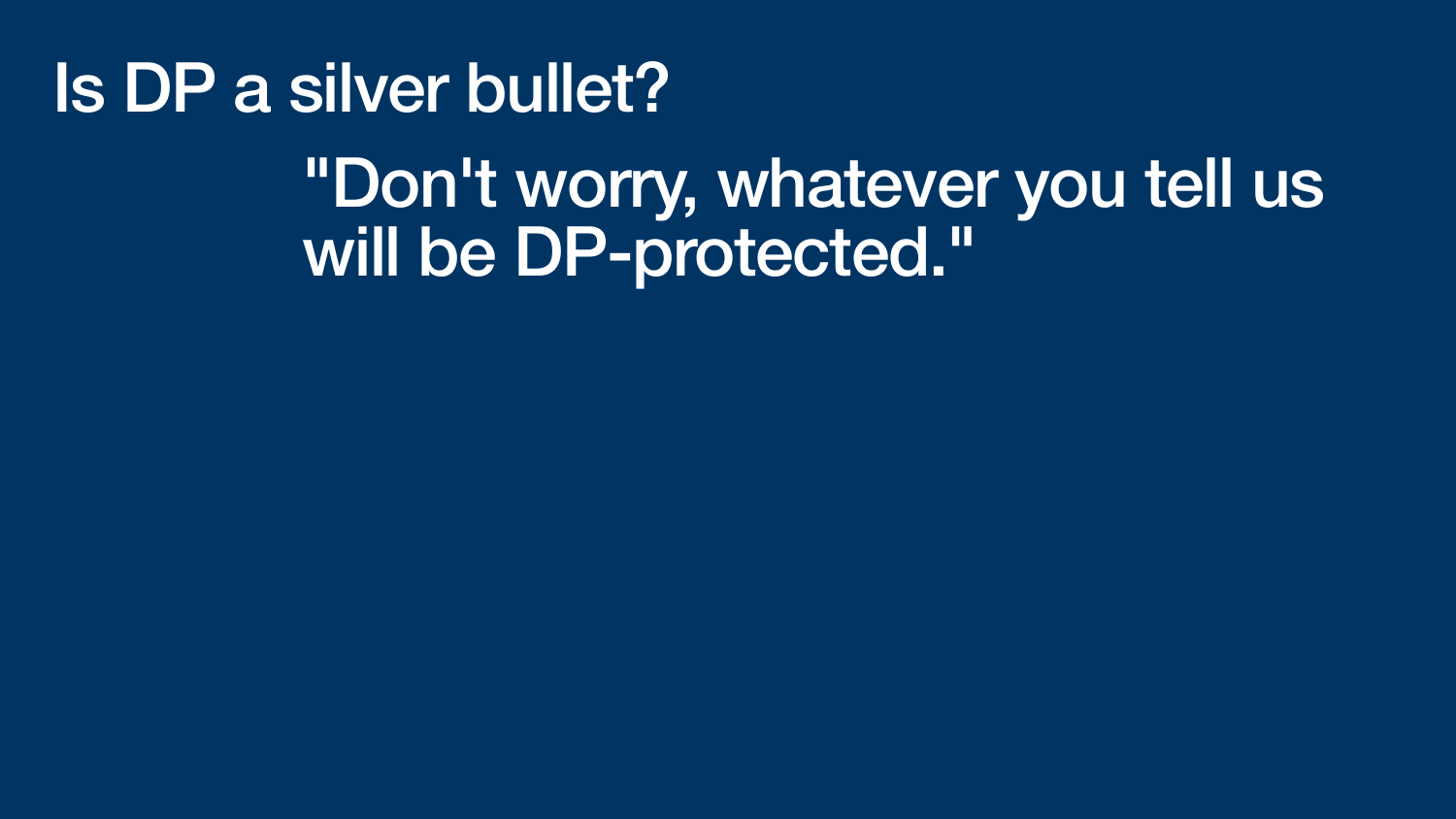# Is DP a silver bullet?

"Don't worry, whatever you tell us will be DP-protected."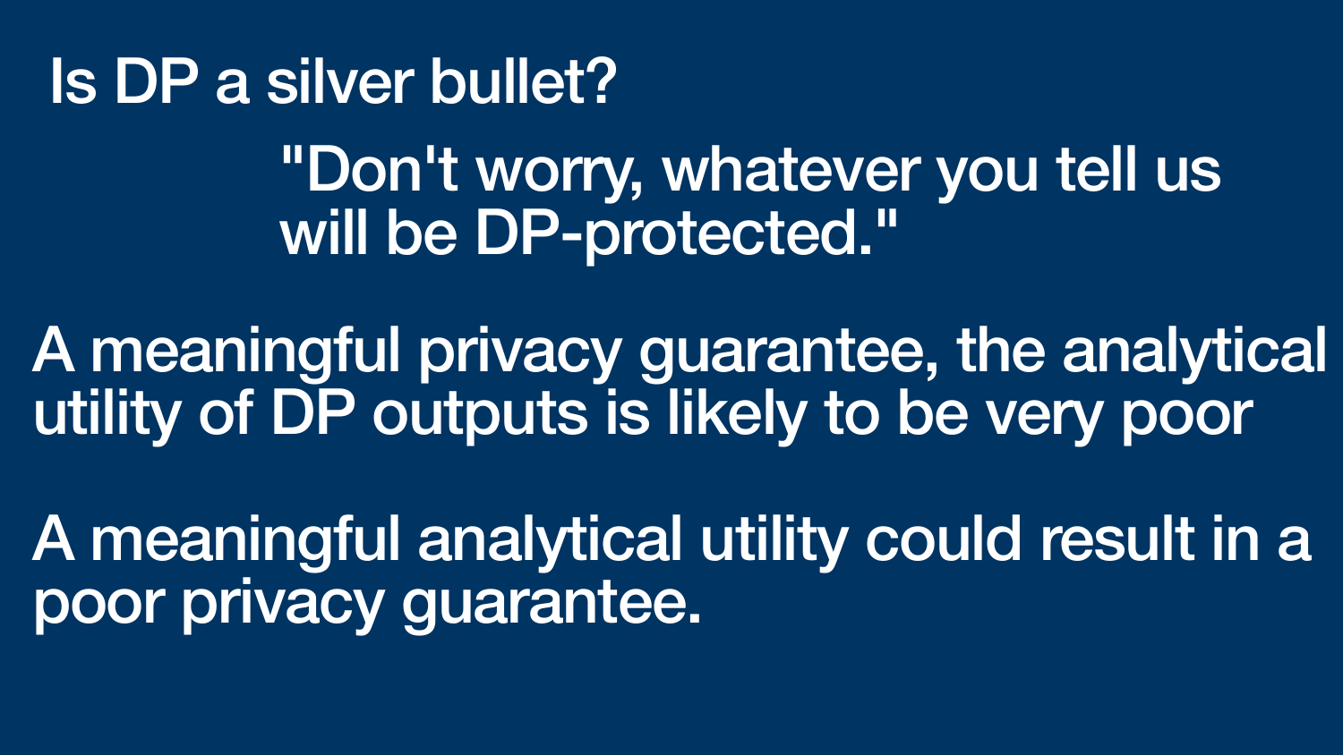# Is DP a silver bullet?

"Don't worry, whatever you tell us will be DP-protected."

A meaningful privacy guarantee, the analytical utility of DP outputs is likely to be very poor

A meaningful analytical utility could result in a poor privacy guarantee.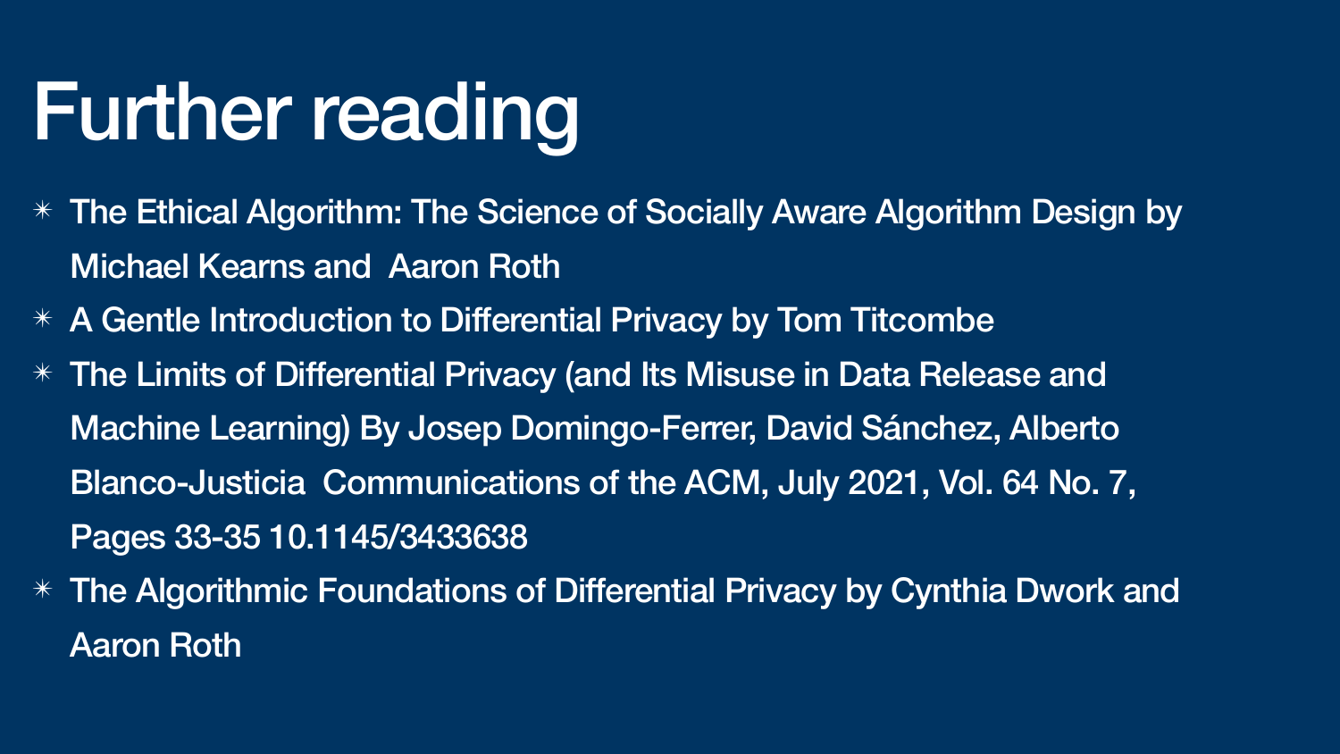# Further reading

- The Ethical Algorithm: The Science of Socially Aware Algorithm Design by Michael Kearns and Aaron Roth
- A Gentle Introduction to Differential Privacy by Tom Titcombe
- The Limits of Differential Privacy (and Its Misuse in Data Release and Machine Learning) By Josep Domingo-Ferrer, David Sánchez, Alberto Blanco-Justicia Communications of the ACM, July 2021, Vol. 64 No. 7, Pages 33-35 10.1145/3433638
- The Algorithmic Foundations of Differential Privacy by Cynthia Dwork and Aaron Roth